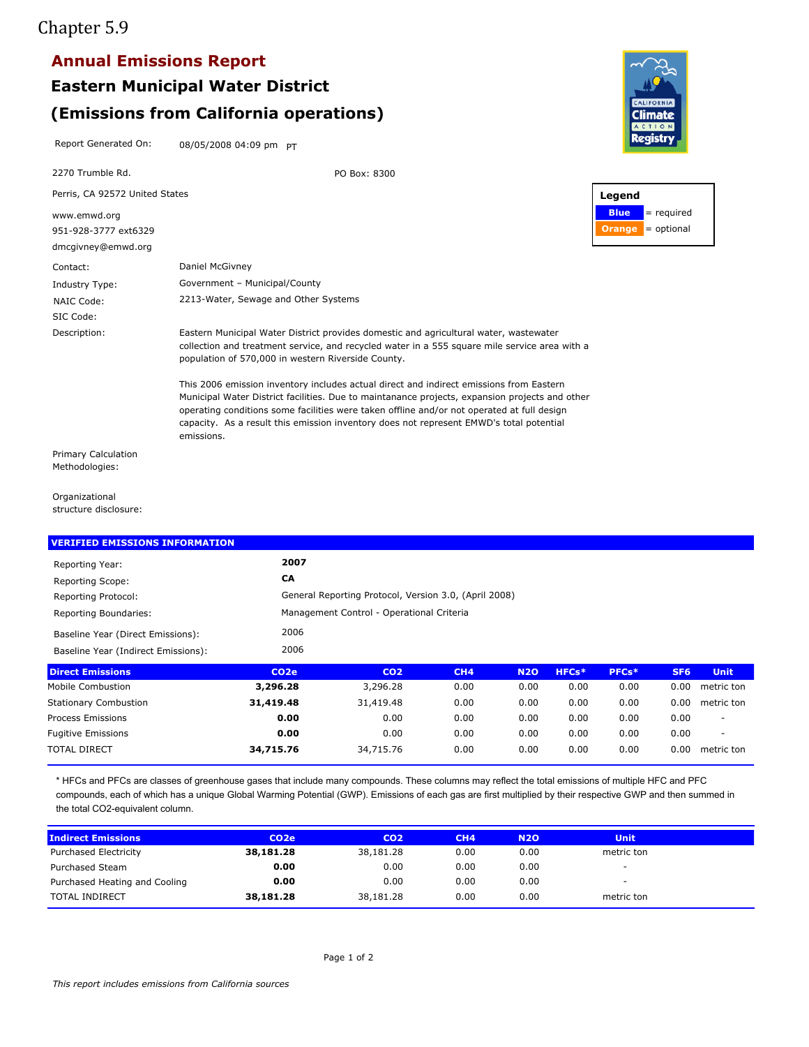Chapter 5.9

# Annual Emissions Report

## Eastern Municipal Water District

## (Emissions from California operations)

Report Generated On: 08/05/2008 04:09 pm PT

2270 Trumble Rd. PO Box: 8300

Perris, CA 92572 United States

www.emwd.org

951-928-3777 ext6329

dmcgivney@emwd.org

**Legend**

**Blue** = required

**Orange** = optional

| | |
|---|---|
| Contact: | Daniel McGivney |
| Industry Type: | Government – Municipal/County |
| NAIC Code: | 2213-Water, Sewage and Other Systems |
| SIC Code: | |
| Description: | Eastern Municipal Water District provides domestic and agricultural water, wastewater collection and treatment service, and recycled water in a 555 square mile service area with a population of 570,000 in western Riverside County.<br><br>This 2006 emission inventory includes actual direct and indirect emissions from Eastern Municipal Water District facilities. Due to maintanance projects, expansion projects and other operating conditions some facilities were taken offline and/or not operated at full design capacity. As a result this emission inventory does not represent EMWD's total potential emissions. |
| Primary Calculation Methodologies: | |
| Organizational structure disclosure: | |

### VERIFIED EMISSIONS INFORMATION

| | |
|---|---|
| Reporting Year: | **2007** |
| Reporting Scope: | **CA** |
| Reporting Protocol: | General Reporting Protocol, Version 3.0, (April 2008) |
| Reporting Boundaries: | Management Control - Operational Criteria |
| Baseline Year (Direct Emissions): | 2006 |
| Baseline Year (Indirect Emissions): | 2006 |

| Direct Emissions | CO2e | CO2 | CH4 | N2O | HFCs* | PFCs* | SF6 | Unit |
|---|---|---|---|---|---|---|---|---|
| Mobile Combustion | **3,296.28** | 3,296.28 | 0.00 | 0.00 | 0.00 | 0.00 | 0.00 | metric ton |
| Stationary Combustion | **31,419.48** | 31,419.48 | 0.00 | 0.00 | 0.00 | 0.00 | 0.00 | metric ton |
| Process Emissions | **0.00** | 0.00 | 0.00 | 0.00 | 0.00 | 0.00 | 0.00 | - |
| Fugitive Emissions | **0.00** | 0.00 | 0.00 | 0.00 | 0.00 | 0.00 | 0.00 | - |
| TOTAL DIRECT | **34,715.76** | 34,715.76 | 0.00 | 0.00 | 0.00 | 0.00 | 0.00 | metric ton |

* HFCs and PFCs are classes of greenhouse gases that include many compounds. These columns may reflect the total emissions of multiple HFC and PFC compounds, each of which has a unique Global Warming Potential (GWP). Emissions of each gas are first multiplied by their respective GWP and then summed in the total CO2-equivalent column.

| Indirect Emissions | CO2e | CO2 | CH4 | N2O | Unit |
|---|---|---|---|---|---|
| Purchased Electricity | **38,181.28** | 38,181.28 | 0.00 | 0.00 | metric ton |
| Purchased Steam | **0.00** | 0.00 | 0.00 | 0.00 | - |
| Purchased Heating and Cooling | **0.00** | 0.00 | 0.00 | 0.00 | - |
| TOTAL INDIRECT | **38,181.28** | 38,181.28 | 0.00 | 0.00 | metric ton |

*This report includes emissions from California sources*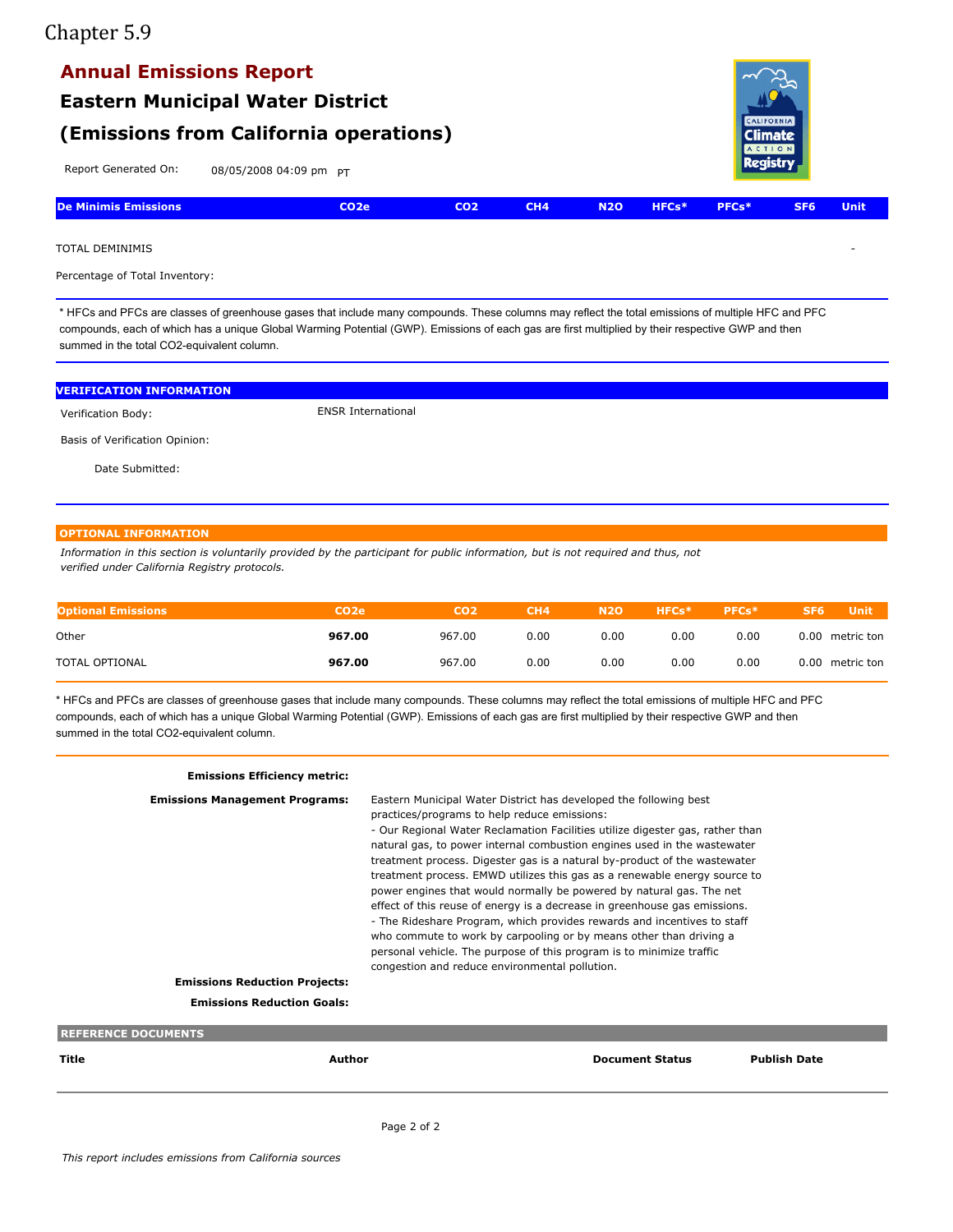Chapter 5.9

# Annual Emissions Report

## Eastern Municipal Water District

## (Emissions from California operations)

Report Generated On: 08/05/2008 04:09 pm PT

| De Minimis Emissions | CO2e | CO2 | CH4 | N2O | HFCs* | PFCs* | SF6 | Unit |
|---|---|---|---|---|---|---|---|---|
| TOTAL DEMINIMIS | | | | | | | | - |
| Percentage of Total Inventory: | | | | | | | | |

\* HFCs and PFCs are classes of greenhouse gases that include many compounds. These columns may reflect the total emissions of multiple HFC and PFC compounds, each of which has a unique Global Warming Potential (GWP). Emissions of each gas are first multiplied by their respective GWP and then summed in the total CO2-equivalent column.

### VERIFICATION INFORMATION

Verification Body: ENSR International

Basis of Verification Opinion:

Date Submitted:

### OPTIONAL INFORMATION

*Information in this section is voluntarily provided by the participant for public information, but is not required and thus, not verified under California Registry protocols.*

| Optional Emissions | CO2e | CO2 | CH4 | N2O | HFCs* | PFCs* | SF6 | Unit |
|---|---|---|---|---|---|---|---|---|
| Other | **967.00** | 967.00 | 0.00 | 0.00 | 0.00 | 0.00 | 0.00 | metric ton |
| TOTAL OPTIONAL | **967.00** | 967.00 | 0.00 | 0.00 | 0.00 | 0.00 | 0.00 | metric ton |

\* HFCs and PFCs are classes of greenhouse gases that include many compounds. These columns may reflect the total emissions of multiple HFC and PFC compounds, each of which has a unique Global Warming Potential (GWP). Emissions of each gas are first multiplied by their respective GWP and then summed in the total CO2-equivalent column.

**Emissions Efficiency metric:**

**Emissions Management Programs:** Eastern Municipal Water District has developed the following best practices/programs to help reduce emissions:
- Our Regional Water Reclamation Facilities utilize digester gas, rather than natural gas, to power internal combustion engines used in the wastewater treatment process. Digester gas is a natural by-product of the wastewater treatment process. EMWD utilizes this gas as a renewable energy source to power engines that would normally be powered by natural gas. The net effect of this reuse of energy is a decrease in greenhouse gas emissions.
- The Rideshare Program, which provides rewards and incentives to staff who commute to work by carpooling or by means other than driving a personal vehicle. The purpose of this program is to minimize traffic congestion and reduce environmental pollution.

**Emissions Reduction Projects:**

**Emissions Reduction Goals:**

### REFERENCE DOCUMENTS

| Title | Author | Document Status | Publish Date |
|---|---|---|---|

*This report includes emissions from California sources*